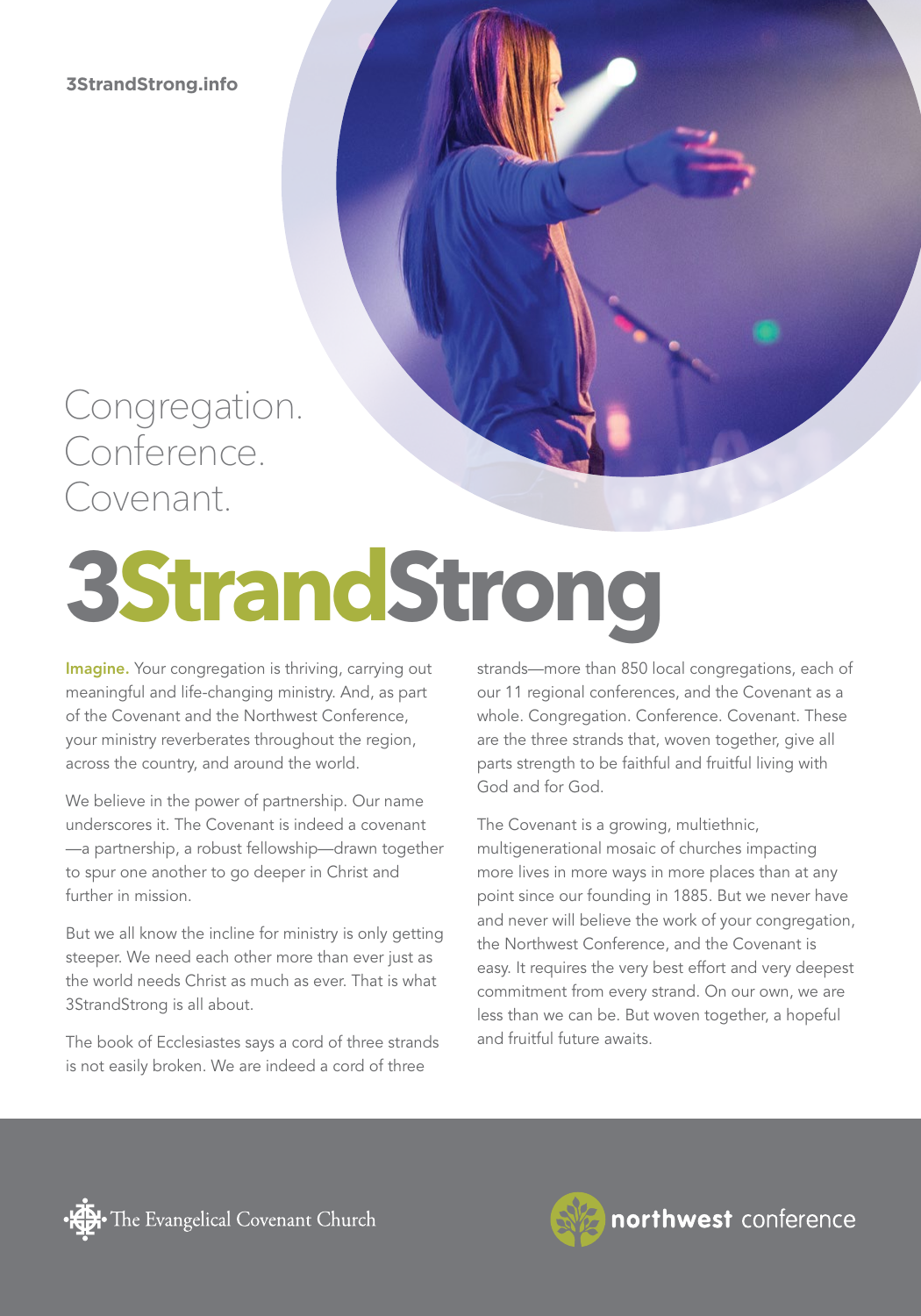3StrandStrong.info

Congregation.
Conference.
Covenant.

# 3StrandStrong

**Imagine.** Your congregation is thriving, carrying out meaningful and life-changing ministry. And, as part of the Covenant and the Northwest Conference, your ministry reverberates throughout the region, across the country, and around the world.

We believe in the power of partnership. Our name underscores it. The Covenant is indeed a covenant—a partnership, a robust fellowship—drawn together to spur one another to go deeper in Christ and further in mission.

But we all know the incline for ministry is only getting steeper. We need each other more than ever just as the world needs Christ as much as ever. That is what 3StrandStrong is all about.

The book of Ecclesiastes says a cord of three strands is not easily broken. We are indeed a cord of three strands—more than 850 local congregations, each of our 11 regional conferences, and the Covenant as a whole. Congregation. Conference. Covenant. These are the three strands that, woven together, give all parts strength to be faithful and fruitful living with God and for God.

The Covenant is a growing, multiethnic, multigenerational mosaic of churches impacting more lives in more ways in more places than at any point since our founding in 1885. But we never have and never will believe the work of your congregation, the Northwest Conference, and the Covenant is easy. It requires the very best effort and very deepest commitment from every strand. On our own, we are less than we can be. But woven together, a hopeful and fruitful future awaits.

The Evangelical Covenant Church

northwest conference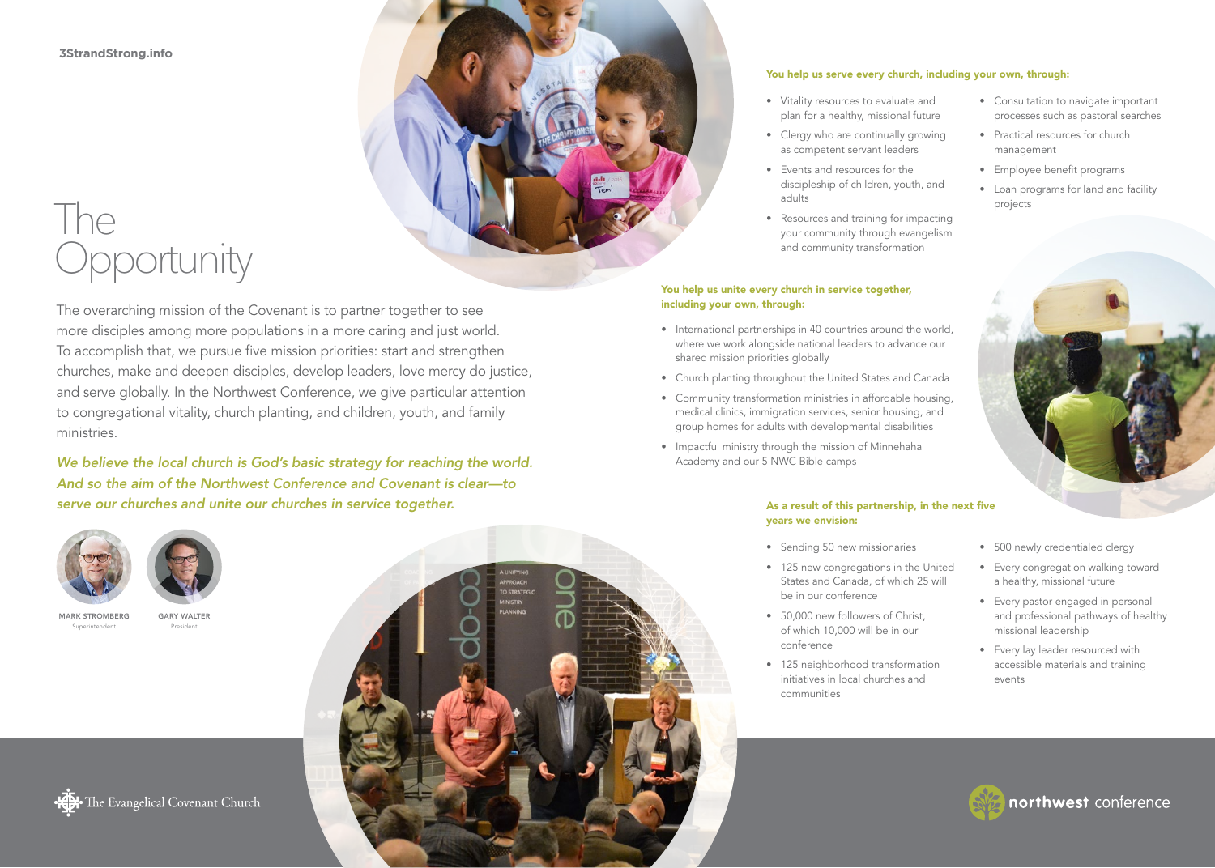3StrandStrong.info

# The Opportunity

The overarching mission of the Covenant is to partner together to see more disciples among more populations in a more caring and just world. To accomplish that, we pursue five mission priorities: start and strengthen churches, make and deepen disciples, develop leaders, love mercy do justice, and serve globally. In the Northwest Conference, we give particular attention to congregational vitality, church planting, and children, youth, and family ministries.

*We believe the local church is God's basic strategy for reaching the world. And so the aim of the Northwest Conference and Covenant is clear—to serve our churches and unite our churches in service together.*

MARK STROMBERG
Superintendent

GARY WALTER
President

**You help us serve every church, including your own, through:**

- Vitality resources to evaluate and plan for a healthy, missional future
- Clergy who are continually growing as competent servant leaders
- Events and resources for the discipleship of children, youth, and adults
- Resources and training for impacting your community through evangelism and community transformation
- Consultation to navigate important processes such as pastoral searches
- Practical resources for church management
- Employee benefit programs
- Loan programs for land and facility projects

**You help us unite every church in service together, including your own, through:**

- International partnerships in 40 countries around the world, where we work alongside national leaders to advance our shared mission priorities globally
- Church planting throughout the United States and Canada
- Community transformation ministries in affordable housing, medical clinics, immigration services, senior housing, and group homes for adults with developmental disabilities
- Impactful ministry through the mission of Minnehaha Academy and our 5 NWC Bible camps

**As a result of this partnership, in the next five years we envision:**

- Sending 50 new missionaries
- 125 new congregations in the United States and Canada, of which 25 will be in our conference
- 50,000 new followers of Christ, of which 10,000 will be in our conference
- 125 neighborhood transformation initiatives in local churches and communities
- 500 newly credentialed clergy
- Every congregation walking toward a healthy, missional future
- Every pastor engaged in personal and professional pathways of healthy missional leadership
- Every lay leader resourced with accessible materials and training events

The Evangelical Covenant Church

northwest conference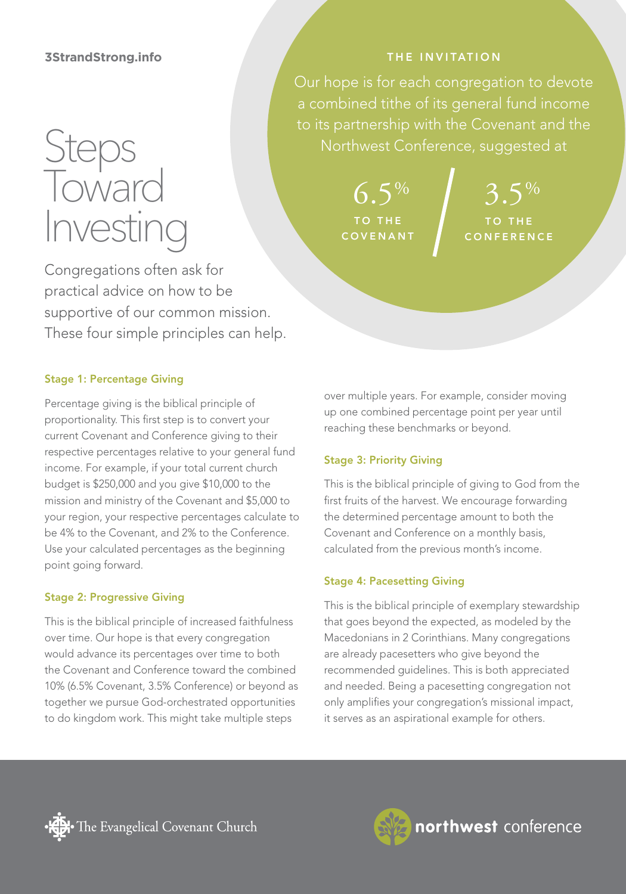**3StrandStrong.info**

# Steps Toward Investing

Congregations often ask for practical advice on how to be supportive of our common mission. These four simple principles can help.

## THE INVITATION

Our hope is for each congregation to devote a combined tithe of its general fund income to its partnership with the Covenant and the Northwest Conference, suggested at

6.5% TO THE COVENANT / 3.5% TO THE CONFERENCE

### Stage 1: Percentage Giving

Percentage giving is the biblical principle of proportionality. This first step is to convert your current Covenant and Conference giving to their respective percentages relative to your general fund income. For example, if your total current church budget is $250,000 and you give $10,000 to the mission and ministry of the Covenant and $5,000 to your region, your respective percentages calculate to be 4% to the Covenant, and 2% to the Conference. Use your calculated percentages as the beginning point going forward.

### Stage 2: Progressive Giving

This is the biblical principle of increased faithfulness over time. Our hope is that every congregation would advance its percentages over time to both the Covenant and Conference toward the combined 10% (6.5% Covenant, 3.5% Conference) or beyond as together we pursue God-orchestrated opportunities to do kingdom work. This might take multiple steps over multiple years. For example, consider moving up one combined percentage point per year until reaching these benchmarks or beyond.

### Stage 3: Priority Giving

This is the biblical principle of giving to God from the first fruits of the harvest. We encourage forwarding the determined percentage amount to both the Covenant and Conference on a monthly basis, calculated from the previous month's income.

### Stage 4: Pacesetting Giving

This is the biblical principle of exemplary stewardship that goes beyond the expected, as modeled by the Macedonians in 2 Corinthians. Many congregations are already pacesetters who give beyond the recommended guidelines. This is both appreciated and needed. Being a pacesetting congregation not only amplifies your congregation's missional impact, it serves as an aspirational example for others.

The Evangelical Covenant Church

northwest conference